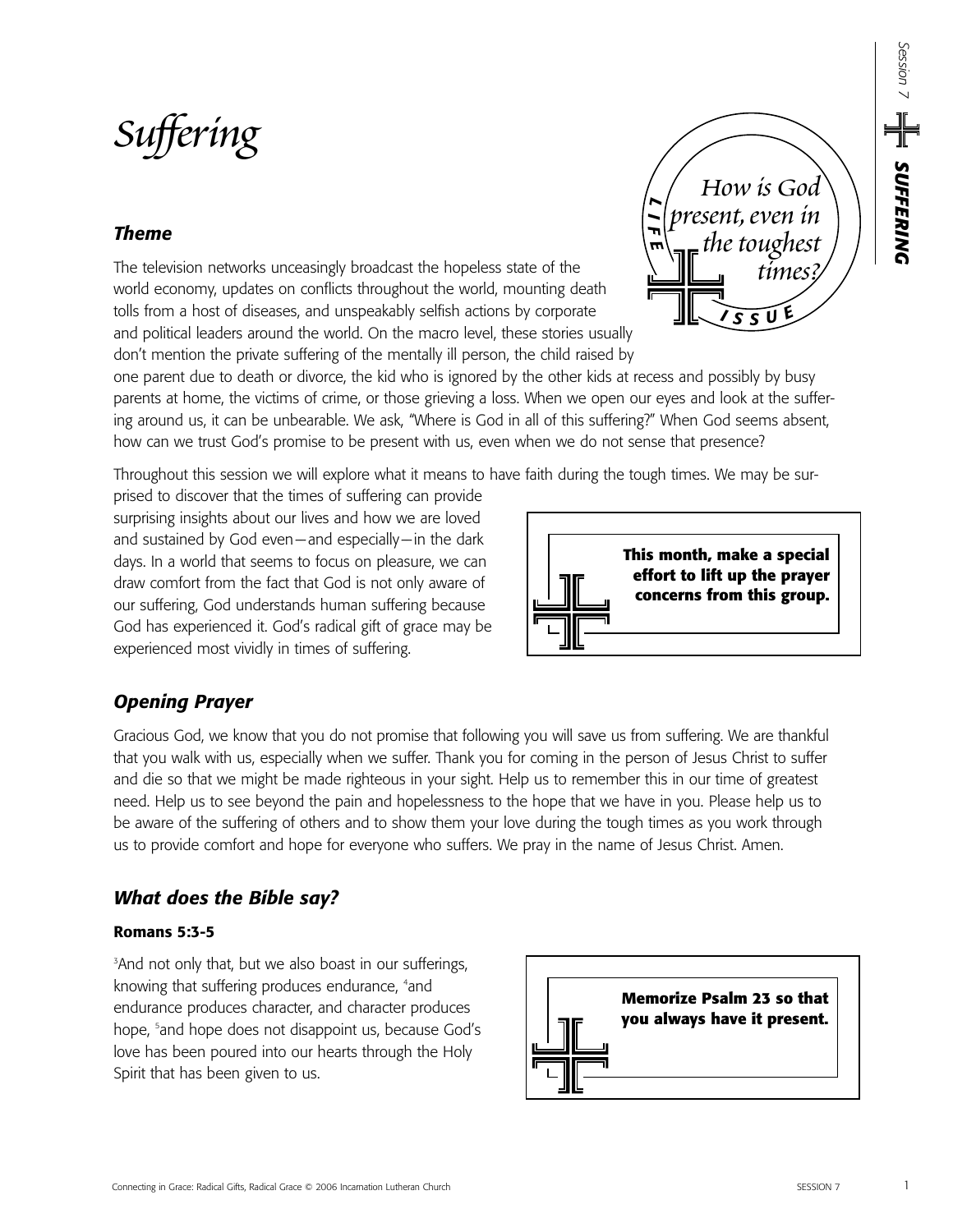# Suffering

*How is God present, even in the toughest times?*

LIFE ISSUE

### Theme

The television networks unceasingly broadcast the hopeless state of the world economy, updates on conflicts throughout the world, mounting death tolls from a host of diseases, and unspeakably selfish actions by corporate and political leaders around the world. On the macro level, these stories usually don't mention the private suffering of the mentally ill person, the child raised by one parent due to death or divorce, the kid who is ignored by the other kids at recess and possibly by busy parents at home, the victims of crime, or those grieving a loss. When we open our eyes and look at the suffering around us, it can be unbearable. We ask, "Where is God in all of this suffering?" When God seems absent, how can we trust God's promise to be present with us, even when we do not sense that presence?

Throughout this session we will explore what it means to have faith during the tough times. We may be surprised to discover that the times of suffering can provide surprising insights about our lives and how we are loved and sustained by God even—and especially—in the dark days. In a world that seems to focus on pleasure, we can draw comfort from the fact that God is not only aware of our suffering, God understands human suffering because God has experienced it. God's radical gift of grace may be experienced most vividly in times of suffering.

**This month, make a special effort to lift up the prayer concerns from this group.**

### Opening Prayer

Gracious God, we know that you do not promise that following you will save us from suffering. We are thankful that you walk with us, especially when we suffer. Thank you for coming in the person of Jesus Christ to suffer and die so that we might be made righteous in your sight. Help us to remember this in our time of greatest need. Help us to see beyond the pain and hopelessness to the hope that we have in you. Please help us to be aware of the suffering of others and to show them your love during the tough times as you work through us to provide comfort and hope for everyone who suffers. We pray in the name of Jesus Christ. Amen.

### What does the Bible say?

**Romans 5:3-5**

[3]And not only that, but we also boast in our sufferings, knowing that suffering produces endurance, [4]and endurance produces character, and character produces hope, [5]and hope does not disappoint us, because God's love has been poured into our hearts through the Holy Spirit that has been given to us.

**Memorize Psalm 23 so that you always have it present.**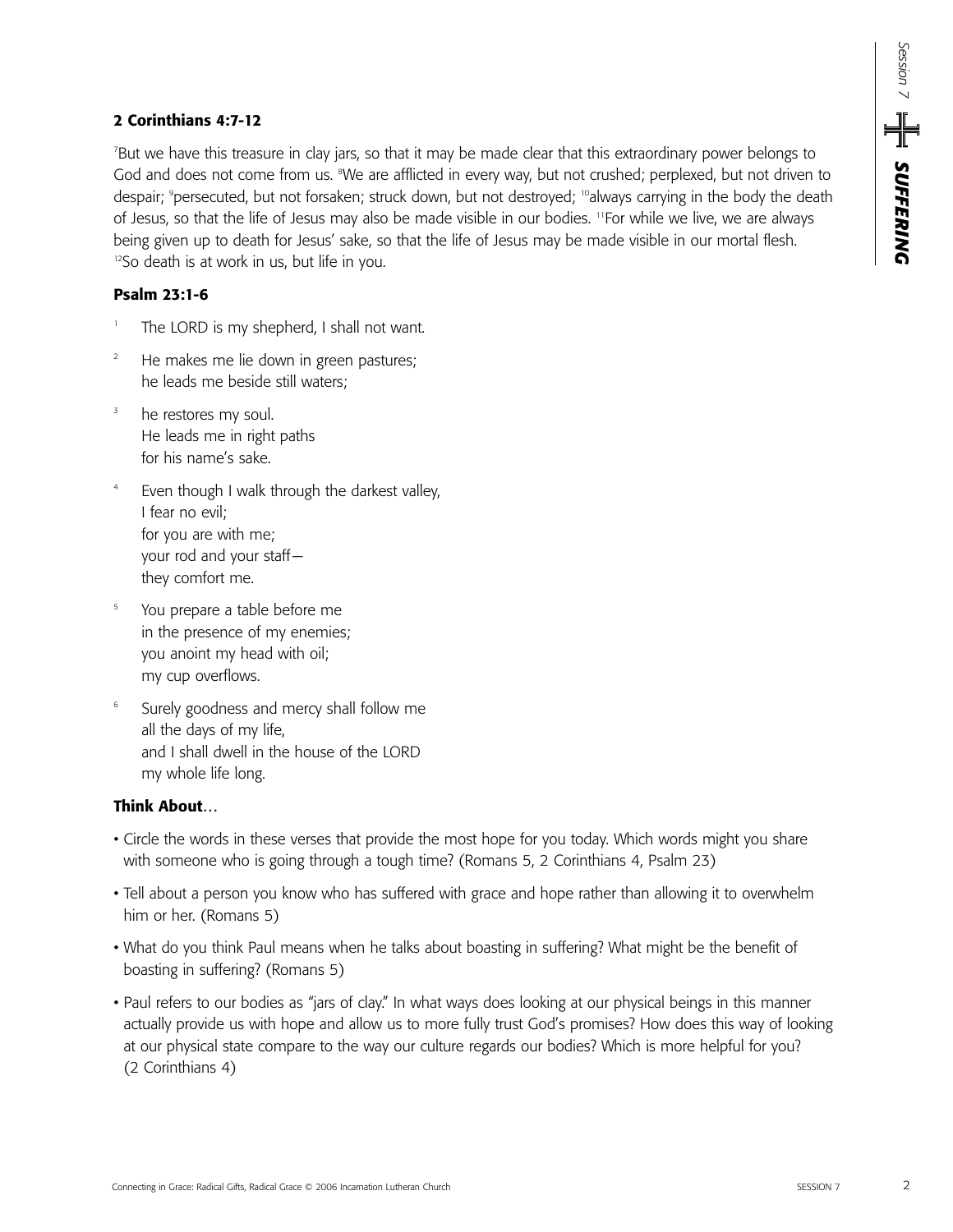**2 Corinthians 4:7-12**

[7]But we have this treasure in clay jars, so that it may be made clear that this extraordinary power belongs to God and does not come from us. [8]We are afflicted in every way, but not crushed; perplexed, but not driven to despair; [9]persecuted, but not forsaken; struck down, but not destroyed; [10]always carrying in the body the death of Jesus, so that the life of Jesus may also be made visible in our bodies. [11]For while we live, we are always being given up to death for Jesus' sake, so that the life of Jesus may be made visible in our mortal flesh. [12]So death is at work in us, but life in you.

**Psalm 23:1-6**

[1] The LORD is my shepherd, I shall not want.

[2] He makes me lie down in green pastures;
he leads me beside still waters;

[3] he restores my soul.
He leads me in right paths
for his name's sake.

[4] Even though I walk through the darkest valley,
I fear no evil;
for you are with me;
your rod and your staff—
they comfort me.

[5] You prepare a table before me
in the presence of my enemies;
you anoint my head with oil;
my cup overflows.

[6] Surely goodness and mercy shall follow me
all the days of my life,
and I shall dwell in the house of the LORD
my whole life long.

**Think About**…

- Circle the words in these verses that provide the most hope for you today. Which words might you share with someone who is going through a tough time? (Romans 5, 2 Corinthians 4, Psalm 23)
- Tell about a person you know who has suffered with grace and hope rather than allowing it to overwhelm him or her. (Romans 5)
- What do you think Paul means when he talks about boasting in suffering? What might be the benefit of boasting in suffering? (Romans 5)
- Paul refers to our bodies as "jars of clay." In what ways does looking at our physical beings in this manner actually provide us with hope and allow us to more fully trust God's promises? How does this way of looking at our physical state compare to the way our culture regards our bodies? Which is more helpful for you? (2 Corinthians 4)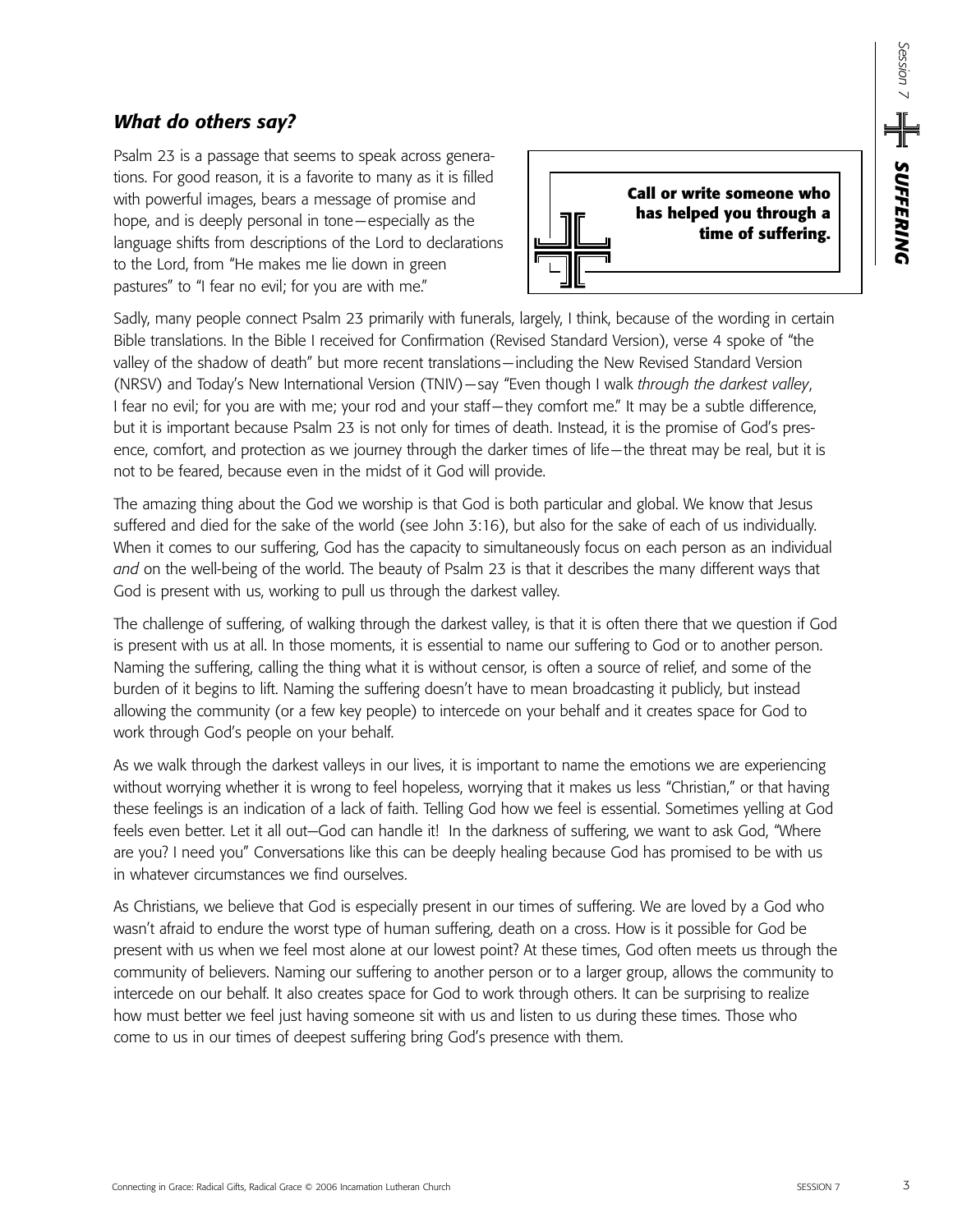## *What do others say?*

Psalm 23 is a passage that seems to speak across generations. For good reason, it is a favorite to many as it is filled with powerful images, bears a message of promise and hope, and is deeply personal in tone—especially as the language shifts from descriptions of the Lord to declarations to the Lord, from "He makes me lie down in green pastures" to "I fear no evil; for you are with me."

**Call or write someone who has helped you through a time of suffering.**

Sadly, many people connect Psalm 23 primarily with funerals, largely, I think, because of the wording in certain Bible translations. In the Bible I received for Confirmation (Revised Standard Version), verse 4 spoke of "the valley of the shadow of death" but more recent translations—including the New Revised Standard Version (NRSV) and Today's New International Version (TNIV)—say "Even though I walk *through the darkest valley*, I fear no evil; for you are with me; your rod and your staff—they comfort me." It may be a subtle difference, but it is important because Psalm 23 is not only for times of death. Instead, it is the promise of God's presence, comfort, and protection as we journey through the darker times of life—the threat may be real, but it is not to be feared, because even in the midst of it God will provide.

The amazing thing about the God we worship is that God is both particular and global. We know that Jesus suffered and died for the sake of the world (see John 3:16), but also for the sake of each of us individually. When it comes to our suffering, God has the capacity to simultaneously focus on each person as an individual *and* on the well-being of the world. The beauty of Psalm 23 is that it describes the many different ways that God is present with us, working to pull us through the darkest valley.

The challenge of suffering, of walking through the darkest valley, is that it is often there that we question if God is present with us at all. In those moments, it is essential to name our suffering to God or to another person. Naming the suffering, calling the thing what it is without censor, is often a source of relief, and some of the burden of it begins to lift. Naming the suffering doesn't have to mean broadcasting it publicly, but instead allowing the community (or a few key people) to intercede on your behalf and it creates space for God to work through God's people on your behalf.

As we walk through the darkest valleys in our lives, it is important to name the emotions we are experiencing without worrying whether it is wrong to feel hopeless, worrying that it makes us less "Christian," or that having these feelings is an indication of a lack of faith. Telling God how we feel is essential. Sometimes yelling at God feels even better. Let it all out—God can handle it! In the darkness of suffering, we want to ask God, "Where are you? I need you" Conversations like this can be deeply healing because God has promised to be with us in whatever circumstances we find ourselves.

As Christians, we believe that God is especially present in our times of suffering. We are loved by a God who wasn't afraid to endure the worst type of human suffering, death on a cross. How is it possible for God be present with us when we feel most alone at our lowest point? At these times, God often meets us through the community of believers. Naming our suffering to another person or to a larger group, allows the community to intercede on our behalf. It also creates space for God to work through others. It can be surprising to realize how must better we feel just having someone sit with us and listen to us during these times. Those who come to us in our times of deepest suffering bring God's presence with them.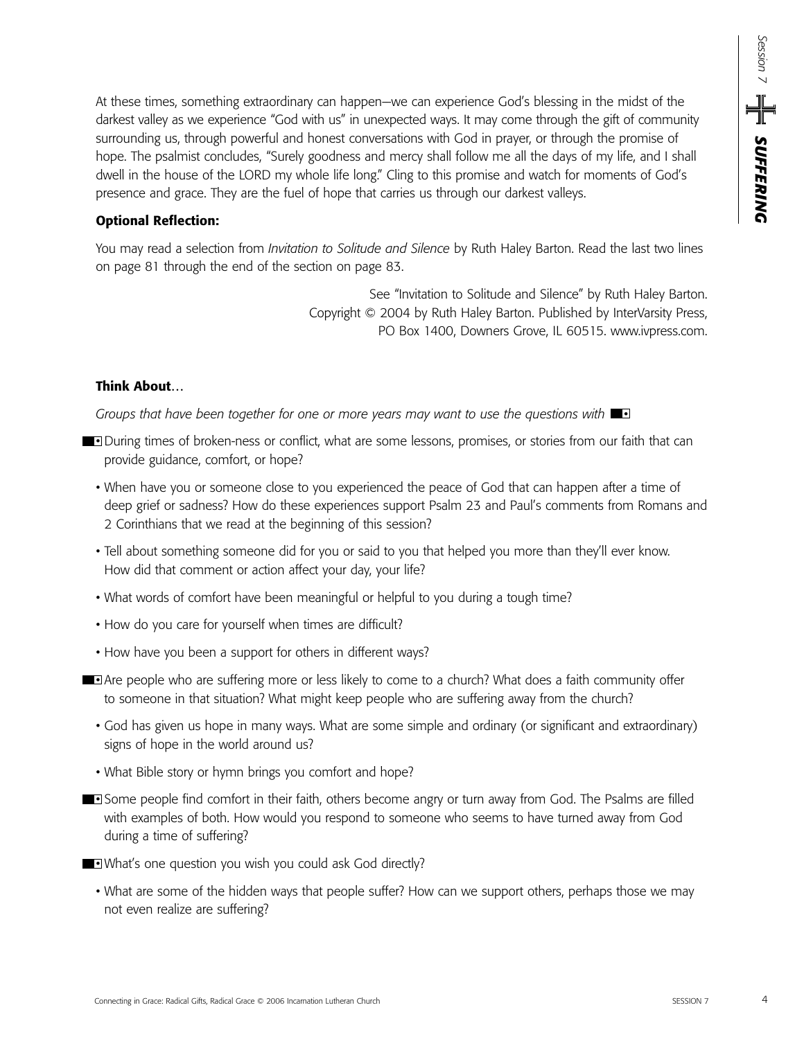At these times, something extraordinary can happen—we can experience God's blessing in the midst of the darkest valley as we experience "God with us" in unexpected ways. It may come through the gift of community surrounding us, through powerful and honest conversations with God in prayer, or through the promise of hope. The psalmist concludes, "Surely goodness and mercy shall follow me all the days of my life, and I shall dwell in the house of the LORD my whole life long." Cling to this promise and watch for moments of God's presence and grace. They are the fuel of hope that carries us through our darkest valleys.

**Optional Reflection:**

You may read a selection from *Invitation to Solitude and Silence* by Ruth Haley Barton. Read the last two lines on page 81 through the end of the section on page 83.

See "Invitation to Solitude and Silence" by Ruth Haley Barton.
Copyright © 2004 by Ruth Haley Barton. Published by InterVarsity Press,
PO Box 1400, Downers Grove, IL 60515. www.ivpress.com.

**Think About**...

*Groups that have been together for one or more years may want to use the questions with* ■

■ During times of broken-ness or conflict, what are some lessons, promises, or stories from our faith that can provide guidance, comfort, or hope?

- When have you or someone close to you experienced the peace of God that can happen after a time of deep grief or sadness? How do these experiences support Psalm 23 and Paul's comments from Romans and 2 Corinthians that we read at the beginning of this session?
- Tell about something someone did for you or said to you that helped you more than they'll ever know. How did that comment or action affect your day, your life?
- What words of comfort have been meaningful or helpful to you during a tough time?
- How do you care for yourself when times are difficult?
- How have you been a support for others in different ways?

■ Are people who are suffering more or less likely to come to a church? What does a faith community offer to someone in that situation? What might keep people who are suffering away from the church?

- God has given us hope in many ways. What are some simple and ordinary (or significant and extraordinary) signs of hope in the world around us?
- What Bible story or hymn brings you comfort and hope?

■ Some people find comfort in their faith, others become angry or turn away from God. The Psalms are filled with examples of both. How would you respond to someone who seems to have turned away from God during a time of suffering?

■ What's one question you wish you could ask God directly?

- What are some of the hidden ways that people suffer? How can we support others, perhaps those we may not even realize are suffering?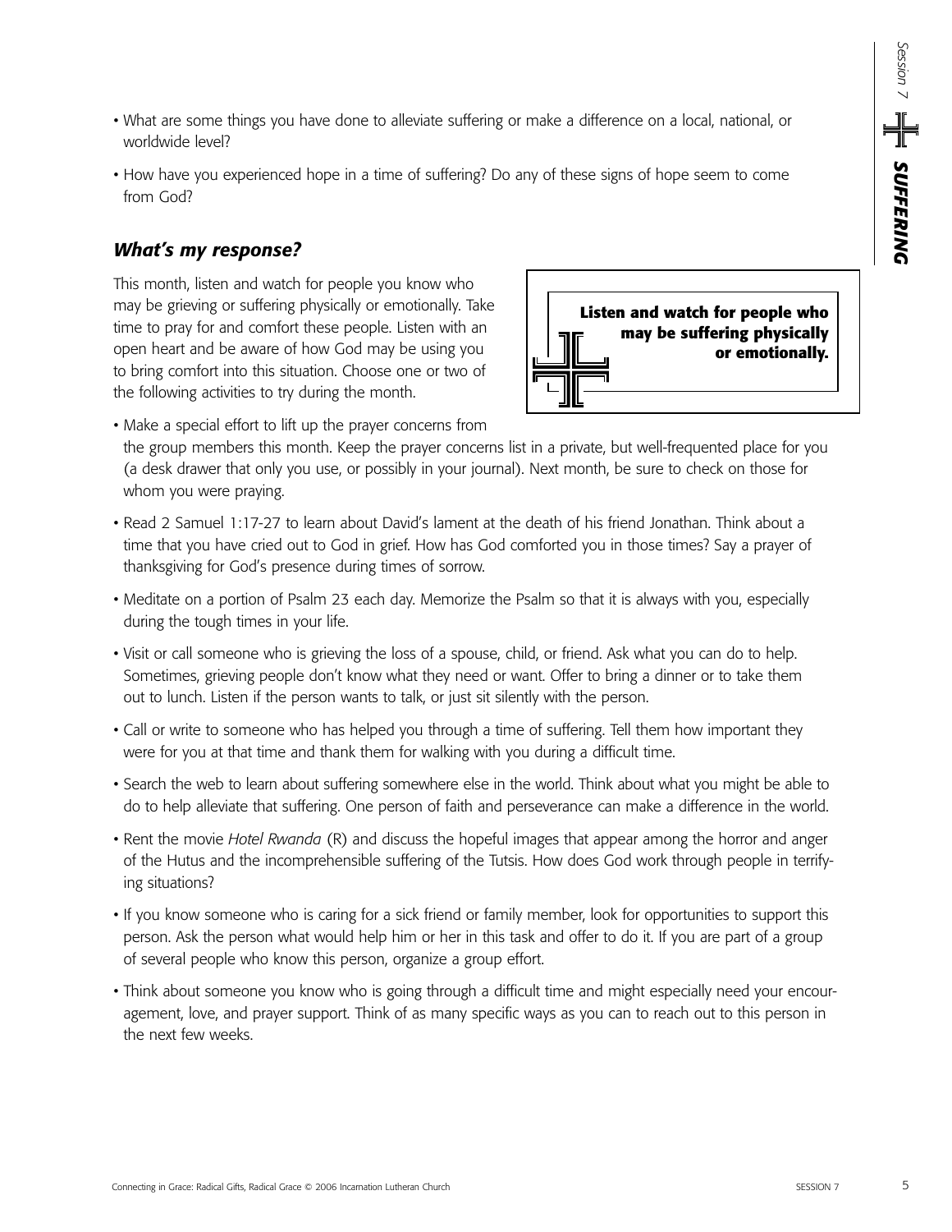- What are some things you have done to alleviate suffering or make a difference on a local, national, or worldwide level?
- How have you experienced hope in a time of suffering? Do any of these signs of hope seem to come from God?

### *What's my response?*

This month, listen and watch for people you know who may be grieving or suffering physically or emotionally. Take time to pray for and comfort these people. Listen with an open heart and be aware of how God may be using you to bring comfort into this situation. Choose one or two of the following activities to try during the month.

> **Listen and watch for people who may be suffering physically or emotionally.**

- Make a special effort to lift up the prayer concerns from the group members this month. Keep the prayer concerns list in a private, but well-frequented place for you (a desk drawer that only you use, or possibly in your journal). Next month, be sure to check on those for whom you were praying.
- Read 2 Samuel 1:17-27 to learn about David's lament at the death of his friend Jonathan. Think about a time that you have cried out to God in grief. How has God comforted you in those times? Say a prayer of thanksgiving for God's presence during times of sorrow.
- Meditate on a portion of Psalm 23 each day. Memorize the Psalm so that it is always with you, especially during the tough times in your life.
- Visit or call someone who is grieving the loss of a spouse, child, or friend. Ask what you can do to help. Sometimes, grieving people don't know what they need or want. Offer to bring a dinner or to take them out to lunch. Listen if the person wants to talk, or just sit silently with the person.
- Call or write to someone who has helped you through a time of suffering. Tell them how important they were for you at that time and thank them for walking with you during a difficult time.
- Search the web to learn about suffering somewhere else in the world. Think about what you might be able to do to help alleviate that suffering. One person of faith and perseverance can make a difference in the world.
- Rent the movie *Hotel Rwanda* (R) and discuss the hopeful images that appear among the horror and anger of the Hutus and the incomprehensible suffering of the Tutsis. How does God work through people in terrifying situations?
- If you know someone who is caring for a sick friend or family member, look for opportunities to support this person. Ask the person what would help him or her in this task and offer to do it. If you are part of a group of several people who know this person, organize a group effort.
- Think about someone you know who is going through a difficult time and might especially need your encouragement, love, and prayer support. Think of as many specific ways as you can to reach out to this person in the next few weeks.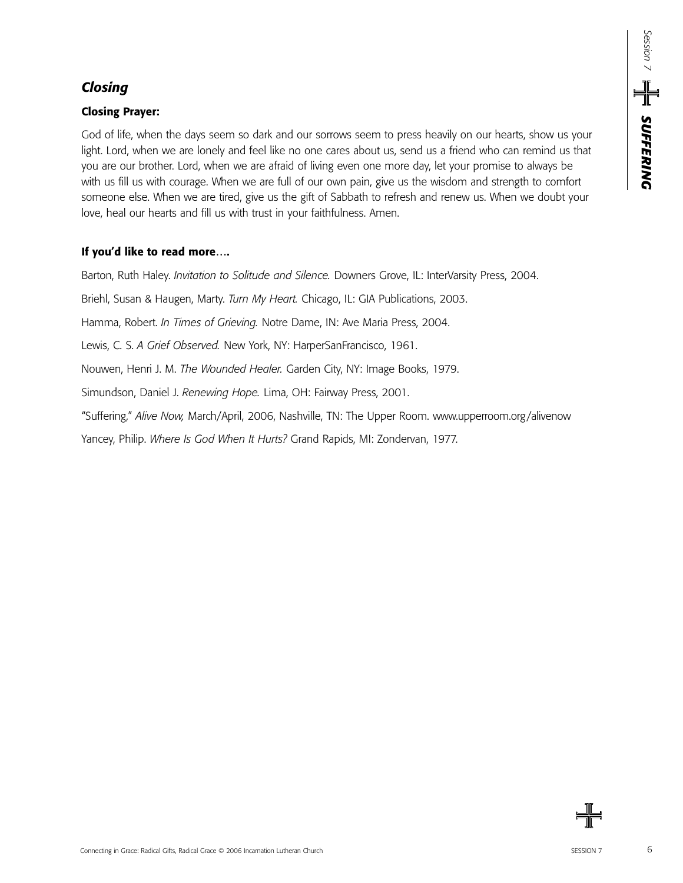## *Closing*

**Closing Prayer:**

God of life, when the days seem so dark and our sorrows seem to press heavily on our hearts, show us your light. Lord, when we are lonely and feel like no one cares about us, send us a friend who can remind us that you are our brother. Lord, when we are afraid of living even one more day, let your promise to always be with us fill us with courage. When we are full of our own pain, give us the wisdom and strength to comfort someone else. When we are tired, give us the gift of Sabbath to refresh and renew us. When we doubt your love, heal our hearts and fill us with trust in your faithfulness. Amen.

**If you'd like to read more….**

Barton, Ruth Haley. *Invitation to Solitude and Silence.* Downers Grove, IL: InterVarsity Press, 2004.

Briehl, Susan & Haugen, Marty. *Turn My Heart.* Chicago, IL: GIA Publications, 2003.

Hamma, Robert. *In Times of Grieving.* Notre Dame, IN: Ave Maria Press, 2004.

Lewis, C. S. *A Grief Observed.* New York, NY: HarperSanFrancisco, 1961.

Nouwen, Henri J. M. *The Wounded Healer.* Garden City, NY: Image Books, 1979.

Simundson, Daniel J. *Renewing Hope.* Lima, OH: Fairway Press, 2001.

"Suffering," *Alive Now,* March/April, 2006, Nashville, TN: The Upper Room. www.upperroom.org/alivenow

Yancey, Philip. *Where Is God When It Hurts?* Grand Rapids, MI: Zondervan, 1977.